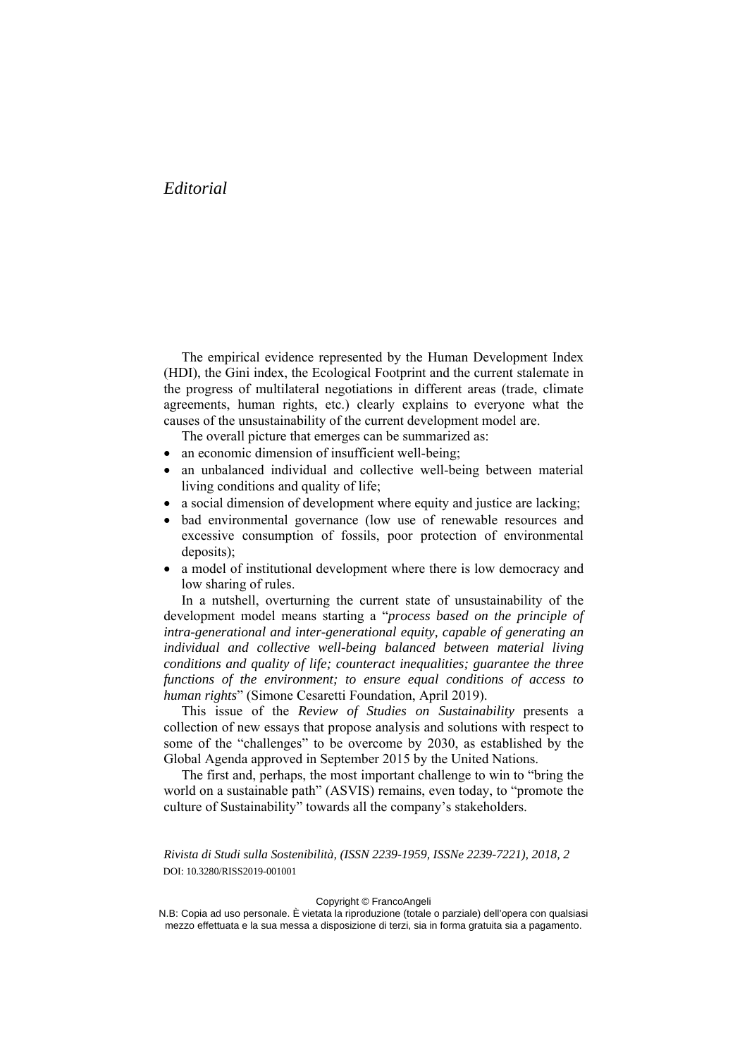# *Editorial*

The empirical evidence represented by the Human Development Index (HDI), the Gini index, the Ecological Footprint and the current stalemate in the progress of multilateral negotiations in different areas (trade, climate agreements, human rights, etc.) clearly explains to everyone what the causes of the unsustainability of the current development model are.

The overall picture that emerges can be summarized as:

- an economic dimension of insufficient well-being;
- an unbalanced individual and collective well-being between material living conditions and quality of life;
- a social dimension of development where equity and justice are lacking;
- bad environmental governance (low use of renewable resources and excessive consumption of fossils, poor protection of environmental deposits);
- a model of institutional development where there is low democracy and low sharing of rules.

In a nutshell, overturning the current state of unsustainability of the development model means starting a "*process based on the principle of intra-generational and inter-generational equity, capable of generating an individual and collective well-being balanced between material living conditions and quality of life; counteract inequalities; guarantee the three functions of the environment; to ensure equal conditions of access to human rights*" (Simone Cesaretti Foundation, April 2019).

This issue of the *Review of Studies on Sustainability* presents a collection of new essays that propose analysis and solutions with respect to some of the "challenges" to be overcome by 2030, as established by the Global Agenda approved in September 2015 by the United Nations.

The first and, perhaps, the most important challenge to win to "bring the world on a sustainable path" (ASVIS) remains, even today, to "promote the culture of Sustainability" towards all the company's stakeholders.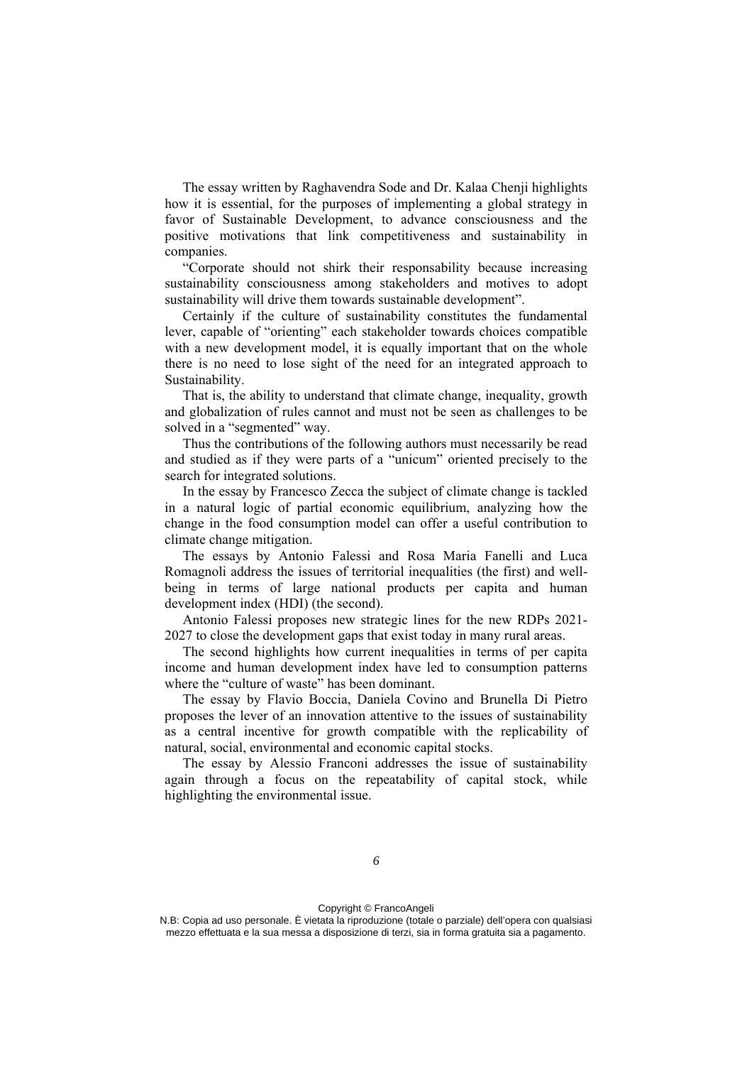The essay written by Raghavendra Sode and Dr. Kalaa Chenji highlights how it is essential, for the purposes of implementing a global strategy in favor of Sustainable Development, to advance consciousness and the positive motivations that link competitiveness and sustainability in companies.

"Corporate should not shirk their responsability because increasing sustainability consciousness among stakeholders and motives to adopt sustainability will drive them towards sustainable development".

Certainly if the culture of sustainability constitutes the fundamental lever, capable of "orienting" each stakeholder towards choices compatible with a new development model, it is equally important that on the whole there is no need to lose sight of the need for an integrated approach to Sustainability.

That is, the ability to understand that climate change, inequality, growth and globalization of rules cannot and must not be seen as challenges to be solved in a "segmented" way.

Thus the contributions of the following authors must necessarily be read and studied as if they were parts of a "unicum" oriented precisely to the search for integrated solutions.

In the essay by Francesco Zecca the subject of climate change is tackled in a natural logic of partial economic equilibrium, analyzing how the change in the food consumption model can offer a useful contribution to climate change mitigation.

The essays by Antonio Falessi and Rosa Maria Fanelli and Luca Romagnoli address the issues of territorial inequalities (the first) and well-being in terms of large national products per capita and human development index (HDI) (the second).

Antonio Falessi proposes new strategic lines for the new RDPs 2021-2027 to close the development gaps that exist today in many rural areas.

The second highlights how current inequalities in terms of per capita income and human development index have led to consumption patterns where the "culture of waste" has been dominant.

The essay by Flavio Boccia, Daniela Covino and Brunella Di Pietro proposes the lever of an innovation attentive to the issues of sustainability as a central incentive for growth compatible with the replicability of natural, social, environmental and economic capital stocks.

The essay by Alessio Franconi addresses the issue of sustainability again through a focus on the repeatability of capital stock, while highlighting the environmental issue.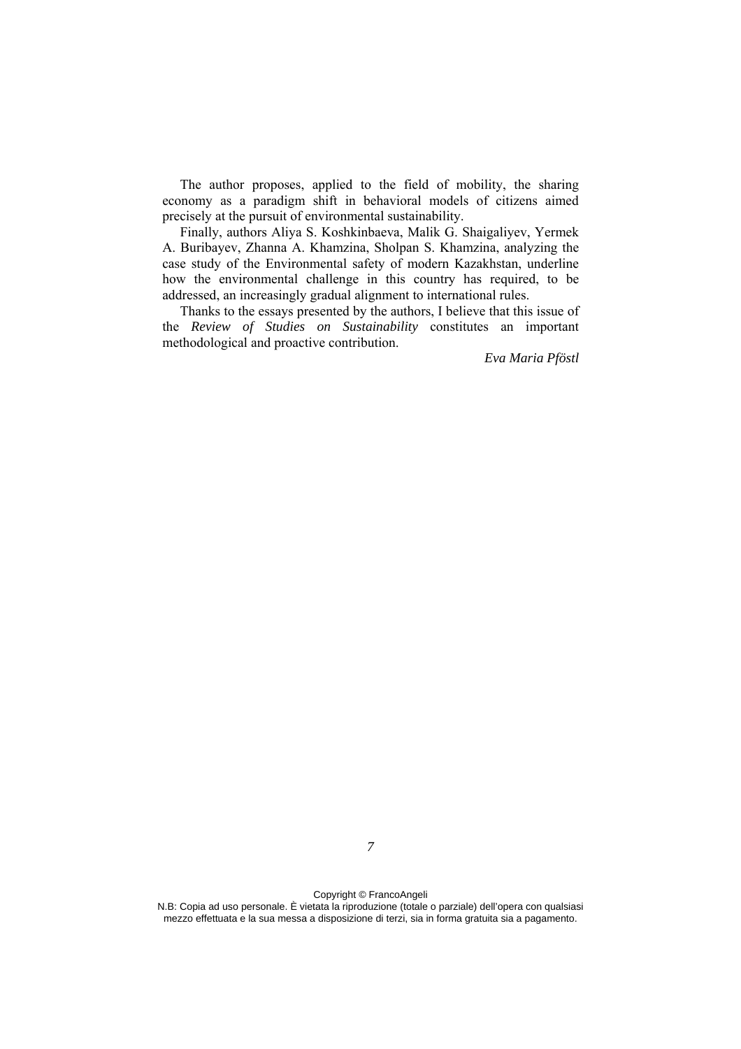The author proposes, applied to the field of mobility, the sharing economy as a paradigm shift in behavioral models of citizens aimed precisely at the pursuit of environmental sustainability.

Finally, authors Aliya S. Koshkinbaeva, Malik G. Shaigaliyev, Yermek A. Buribayev, Zhanna A. Khamzina, Sholpan S. Khamzina, analyzing the case study of the Environmental safety of modern Kazakhstan, underline how the environmental challenge in this country has required, to be addressed, an increasingly gradual alignment to international rules.

Thanks to the essays presented by the authors, I believe that this issue of the *Review of Studies on Sustainability* constitutes an important methodological and proactive contribution.

*Eva Maria Pföstl*